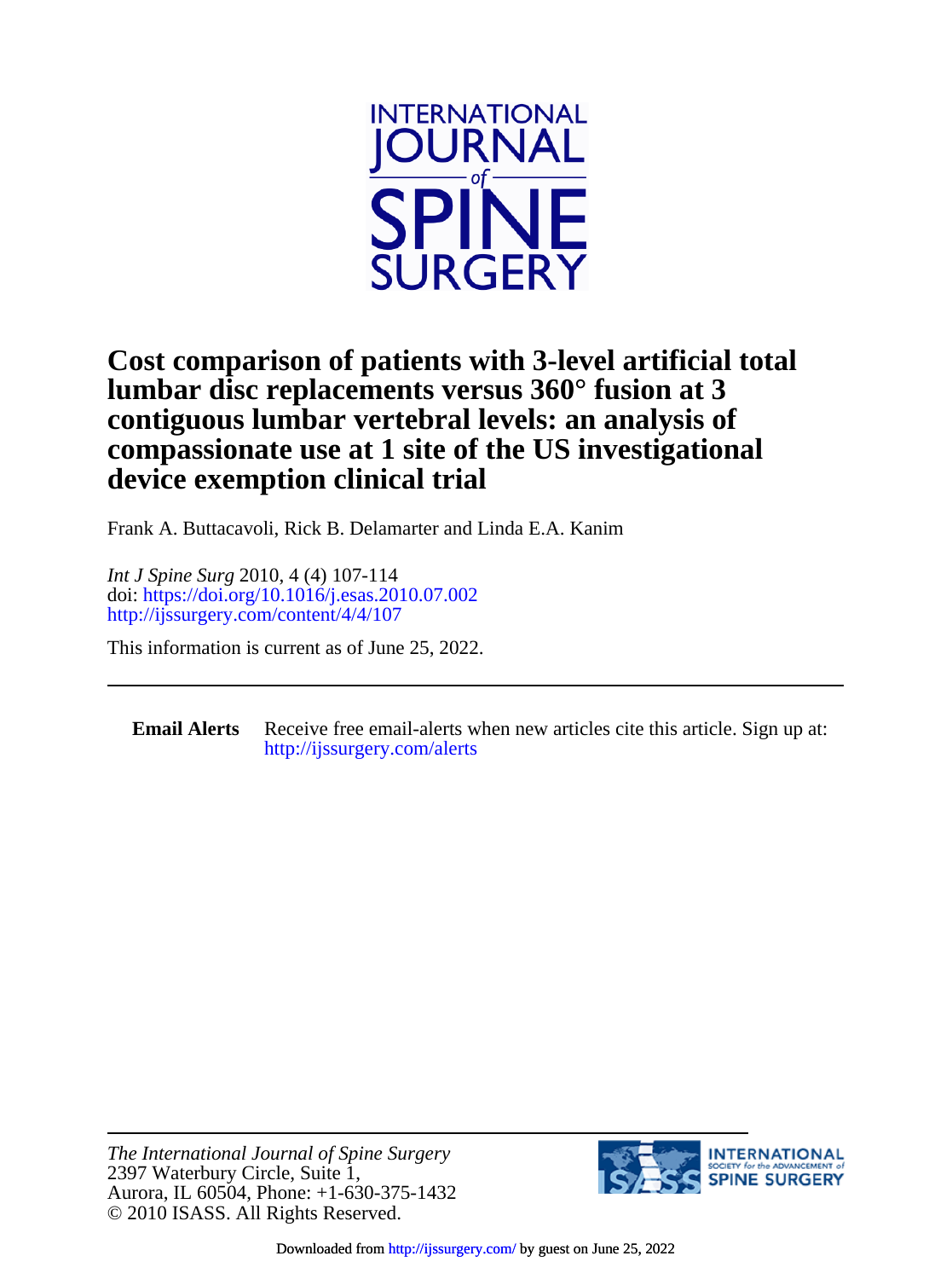# Cost comparison of patients with 3-level artificial total lumbar disc replacements versus 360° fusion at 3 contiguous lumbar vertebral levels: an analysis of compassionate use at 1 site of the US investigational device exemption clinical trial

Frank A. Buttacavoli, Rick B. Delamarter and Linda E.A. Kanim

*Int J Spine Surg* 2010, 4 (4) 107-114
doi: https://doi.org/10.1016/j.esas.2010.07.002
http://ijssurgery.com/content/4/4/107

This information is current as of June 25, 2022.

---

**Email Alerts** Receive free email-alerts when new articles cite this article. Sign up at: http://ijssurgery.com/alerts

---

*The International Journal of Spine Surgery*
2397 Waterbury Circle, Suite 1,
Aurora, IL 60504, Phone: +1-630-375-1432
© 2010 ISASS. All Rights Reserved.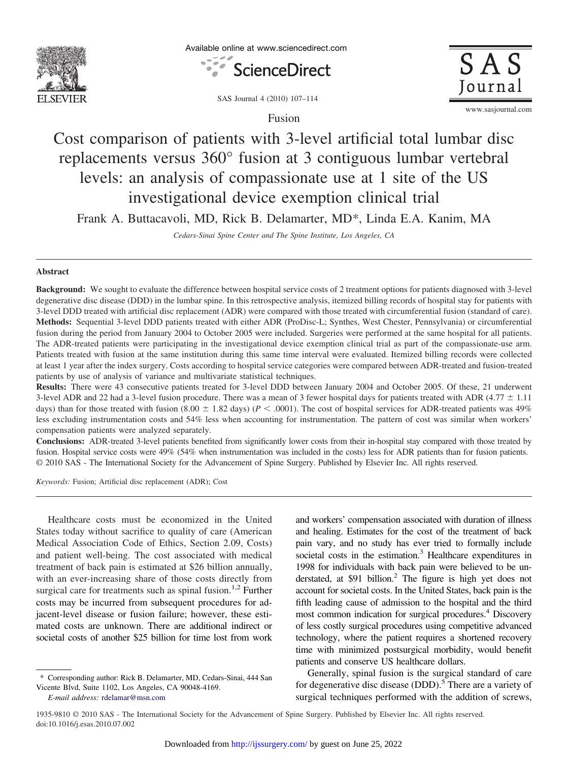Fusion

# Cost comparison of patients with 3-level artificial total lumbar disc replacements versus 360° fusion at 3 contiguous lumbar vertebral levels: an analysis of compassionate use at 1 site of the US investigational device exemption clinical trial

Frank A. Buttacavoli, MD, Rick B. Delamarter, MD*, Linda E.A. Kanim, MA

*Cedars-Sinai Spine Center and The Spine Institute, Los Angeles, CA*

## Abstract

**Background:** We sought to evaluate the difference between hospital service costs of 2 treatment options for patients diagnosed with 3-level degenerative disc disease (DDD) in the lumbar spine. In this retrospective analysis, itemized billing records of hospital stay for patients with 3-level DDD treated with artificial disc replacement (ADR) were compared with those treated with circumferential fusion (standard of care).

**Methods:** Sequential 3-level DDD patients treated with either ADR (ProDisc-L; Synthes, West Chester, Pennsylvania) or circumferential fusion during the period from January 2004 to October 2005 were included. Surgeries were performed at the same hospital for all patients. The ADR-treated patients were participating in the investigational device exemption clinical trial as part of the compassionate-use arm. Patients treated with fusion at the same institution during this same time interval were evaluated. Itemized billing records were collected at least 1 year after the index surgery. Costs according to hospital service categories were compared between ADR-treated and fusion-treated patients by use of analysis of variance and multivariate statistical techniques.

**Results:** There were 43 consecutive patients treated for 3-level DDD between January 2004 and October 2005. Of these, 21 underwent 3-level ADR and 22 had a 3-level fusion procedure. There was a mean of 3 fewer hospital days for patients treated with ADR (4.77 ± 1.11 days) than for those treated with fusion (8.00 ± 1.82 days) ($P < .0001$). The cost of hospital services for ADR-treated patients was 49% less excluding instrumentation costs and 54% less when accounting for instrumentation. The pattern of cost was similar when workers' compensation patients were analyzed separately.

**Conclusions:** ADR-treated 3-level patients benefited from significantly lower costs from their in-hospital stay compared with those treated by fusion. Hospital service costs were 49% (54% when instrumentation was included in the costs) less for ADR patients than for fusion patients.

© 2010 SAS - The International Society for the Advancement of Spine Surgery. Published by Elsevier Inc. All rights reserved.

*Keywords:* Fusion; Artificial disc replacement (ADR); Cost

Healthcare costs must be economized in the United States today without sacrifice to quality of care (American Medical Association Code of Ethics, Section 2.09, Costs) and patient well-being. The cost associated with medical treatment of back pain is estimated at $26 billion annually, with an ever-increasing share of those costs directly from surgical care for treatments such as spinal fusion.[1,2] Further costs may be incurred from subsequent procedures for adjacent-level disease or fusion failure; however, these estimated costs are unknown. There are additional indirect or societal costs of another $25 billion for time lost from work and workers' compensation associated with duration of illness and healing. Estimates for the cost of the treatment of back pain vary, and no study has ever tried to formally include societal costs in the estimation.[3] Healthcare expenditures in 1998 for individuals with back pain were believed to be understated, at $91 billion.[2] The figure is high yet does not account for societal costs. In the United States, back pain is the fifth leading cause of admission to the hospital and the third most common indication for surgical procedures.[4] Discovery of less costly surgical procedures using competitive advanced technology, where the patient requires a shortened recovery time with minimized postsurgical morbidity, would benefit patients and conserve US healthcare dollars.

Generally, spinal fusion is the surgical standard of care for degenerative disc disease (DDD).[5] There are a variety of surgical techniques performed with the addition of screws,

\* Corresponding author: Rick B. Delamarter, MD, Cedars-Sinai, 444 San Vicente Blvd, Suite 1102, Los Angeles, CA 90048-4169.

*E-mail address:* rdelamar@msn.com

1935-9810 © 2010 SAS - The International Society for the Advancement of Spine Surgery. Published by Elsevier Inc. All rights reserved.
doi:10.1016/j.esas.2010.07.002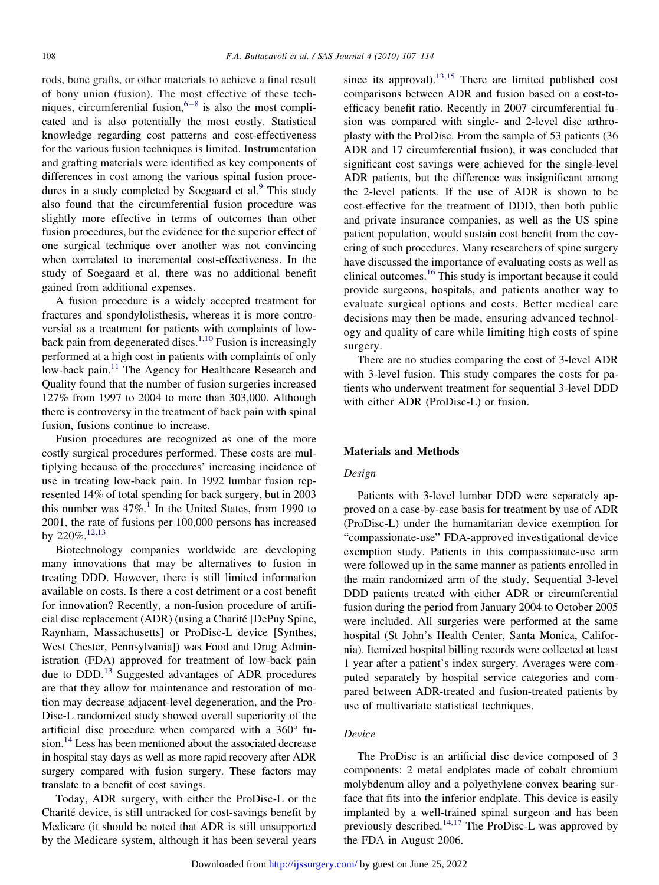rods, bone grafts, or other materials to achieve a final result of bony union (fusion). The most effective of these techniques, circumferential fusion,[6–8] is also the most complicated and is also potentially the most costly. Statistical knowledge regarding cost patterns and cost-effectiveness for the various fusion techniques is limited. Instrumentation and grafting materials were identified as key components of differences in cost among the various spinal fusion procedures in a study completed by Soegaard et al.[9] This study also found that the circumferential fusion procedure was slightly more effective in terms of outcomes than other fusion procedures, but the evidence for the superior effect of one surgical technique over another was not convincing when correlated to incremental cost-effectiveness. In the study of Soegaard et al, there was no additional benefit gained from additional expenses.

A fusion procedure is a widely accepted treatment for fractures and spondylolisthesis, whereas it is more controversial as a treatment for patients with complaints of low-back pain from degenerated discs.[1,10] Fusion is increasingly performed at a high cost in patients with complaints of only low-back pain.[11] The Agency for Healthcare Research and Quality found that the number of fusion surgeries increased 127% from 1997 to 2004 to more than 303,000. Although there is controversy in the treatment of back pain with spinal fusion, fusions continue to increase.

Fusion procedures are recognized as one of the more costly surgical procedures performed. These costs are multiplying because of the procedures' increasing incidence of use in treating low-back pain. In 1992 lumbar fusion represented 14% of total spending for back surgery, but in 2003 this number was 47%.[1] In the United States, from 1990 to 2001, the rate of fusions per 100,000 persons has increased by 220%.[12,13]

Biotechnology companies worldwide are developing many innovations that may be alternatives to fusion in treating DDD. However, there is still limited information available on costs. Is there a cost detriment or a cost benefit for innovation? Recently, a non-fusion procedure of artificial disc replacement (ADR) (using a Charité [DePuy Spine, Raynham, Massachusetts] or ProDisc-L device [Synthes, West Chester, Pennsylvania]) was Food and Drug Administration (FDA) approved for treatment of low-back pain due to DDD.[13] Suggested advantages of ADR procedures are that they allow for maintenance and restoration of motion may decrease adjacent-level degeneration, and the ProDisc-L randomized study showed overall superiority of the artificial disc procedure when compared with a 360° fusion.[14] Less has been mentioned about the associated decrease in hospital stay days as well as more rapid recovery after ADR surgery compared with fusion surgery. These factors may translate to a benefit of cost savings.

Today, ADR surgery, with either the ProDisc-L or the Charité device, is still untracked for cost-savings benefit by Medicare (it should be noted that ADR is still unsupported by the Medicare system, although it has been several years since its approval).[13,15] There are limited published cost comparisons between ADR and fusion based on a cost-to-efficacy benefit ratio. Recently in 2007 circumferential fusion was compared with single- and 2-level disc arthroplasty with the ProDisc. From the sample of 53 patients (36 ADR and 17 circumferential fusion), it was concluded that significant cost savings were achieved for the single-level ADR patients, but the difference was insignificant among the 2-level patients. If the use of ADR is shown to be cost-effective for the treatment of DDD, then both public and private insurance companies, as well as the US spine patient population, would sustain cost benefit from the covering of such procedures. Many researchers of spine surgery have discussed the importance of evaluating costs as well as clinical outcomes.[16] This study is important because it could provide surgeons, hospitals, and patients another way to evaluate surgical options and costs. Better medical care decisions may then be made, ensuring advanced technology and quality of care while limiting high costs of spine surgery.

There are no studies comparing the cost of 3-level ADR with 3-level fusion. This study compares the costs for patients who underwent treatment for sequential 3-level DDD with either ADR (ProDisc-L) or fusion.

## Materials and Methods

### *Design*

Patients with 3-level lumbar DDD were separately approved on a case-by-case basis for treatment by use of ADR (ProDisc-L) under the humanitarian device exemption for "compassionate-use" FDA-approved investigational device exemption study. Patients in this compassionate-use arm were followed up in the same manner as patients enrolled in the main randomized arm of the study. Sequential 3-level DDD patients treated with either ADR or circumferential fusion during the period from January 2004 to October 2005 were included. All surgeries were performed at the same hospital (St John's Health Center, Santa Monica, California). Itemized hospital billing records were collected at least 1 year after a patient's index surgery. Averages were computed separately by hospital service categories and compared between ADR-treated and fusion-treated patients by use of multivariate statistical techniques.

### *Device*

The ProDisc is an artificial disc device composed of 3 components: 2 metal endplates made of cobalt chromium molybdenum alloy and a polyethylene convex bearing surface that fits into the inferior endplate. This device is easily implanted by a well-trained spinal surgeon and has been previously described.[14,17] The ProDisc-L was approved by the FDA in August 2006.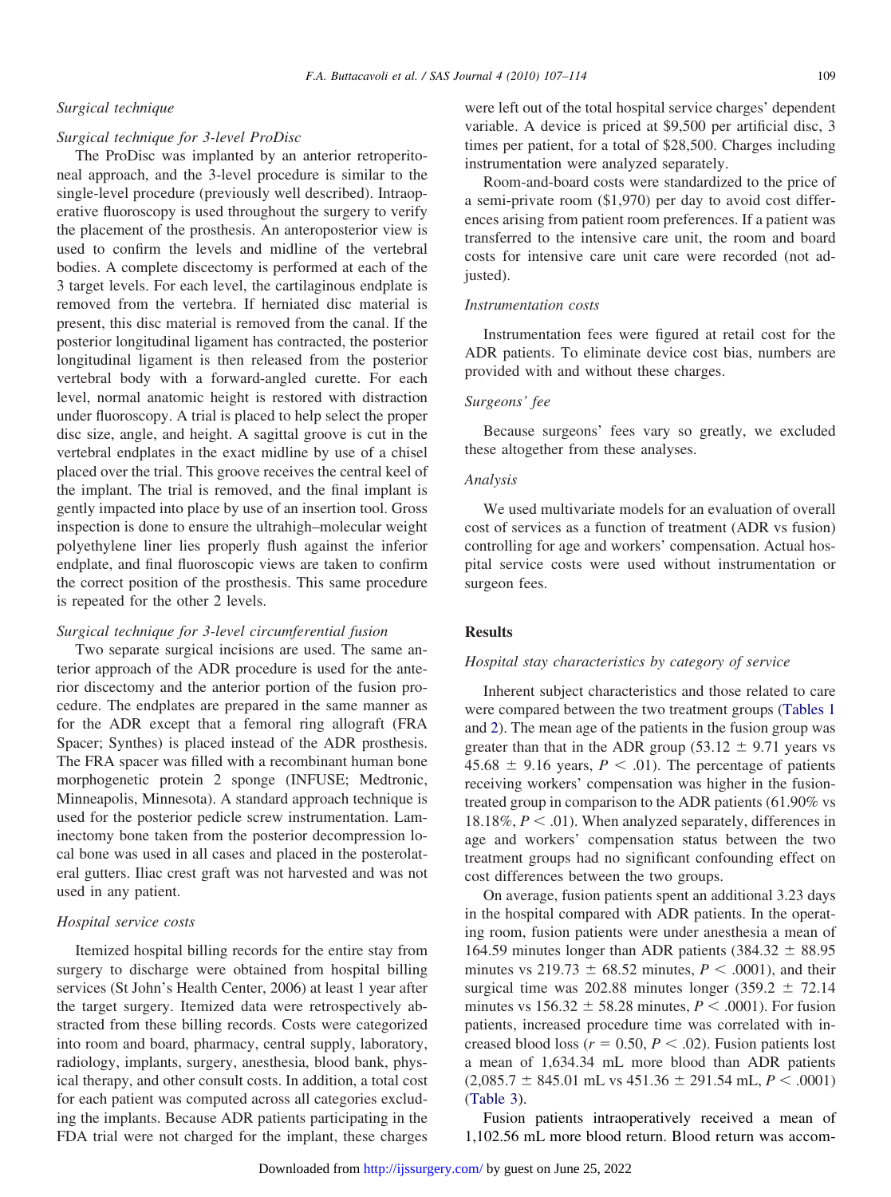### Surgical technique

#### Surgical technique for 3-level ProDisc

The ProDisc was implanted by an anterior retroperitoneal approach, and the 3-level procedure is similar to the single-level procedure (previously well described). Intraoperative fluoroscopy is used throughout the surgery to verify the placement of the prosthesis. An anteroposterior view is used to confirm the levels and midline of the vertebral bodies. A complete discectomy is performed at each of the 3 target levels. For each level, the cartilaginous endplate is removed from the vertebra. If herniated disc material is present, this disc material is removed from the canal. If the posterior longitudinal ligament has contracted, the posterior longitudinal ligament is then released from the posterior vertebral body with a forward-angled curette. For each level, normal anatomic height is restored with distraction under fluoroscopy. A trial is placed to help select the proper disc size, angle, and height. A sagittal groove is cut in the vertebral endplates in the exact midline by use of a chisel placed over the trial. This groove receives the central keel of the implant. The trial is removed, and the final implant is gently impacted into place by use of an insertion tool. Gross inspection is done to ensure the ultrahigh–molecular weight polyethylene liner lies properly flush against the inferior endplate, and final fluoroscopic views are taken to confirm the correct position of the prosthesis. This same procedure is repeated for the other 2 levels.

#### Surgical technique for 3-level circumferential fusion

Two separate surgical incisions are used. The same anterior approach of the ADR procedure is used for the anterior discectomy and the anterior portion of the fusion procedure. The endplates are prepared in the same manner as for the ADR except that a femoral ring allograft (FRA Spacer; Synthes) is placed instead of the ADR prosthesis. The FRA spacer was filled with a recombinant human bone morphogenetic protein 2 sponge (INFUSE; Medtronic, Minneapolis, Minnesota). A standard approach technique is used for the posterior pedicle screw instrumentation. Laminectomy bone taken from the posterior decompression local bone was used in all cases and placed in the posterolateral gutters. Iliac crest graft was not harvested and was not used in any patient.

### Hospital service costs

Itemized hospital billing records for the entire stay from surgery to discharge were obtained from hospital billing services (St John's Health Center, 2006) at least 1 year after the target surgery. Itemized data were retrospectively abstracted from these billing records. Costs were categorized into room and board, pharmacy, central supply, laboratory, radiology, implants, surgery, anesthesia, blood bank, physical therapy, and other consult costs. In addition, a total cost for each patient was computed across all categories excluding the implants. Because ADR patients participating in the FDA trial were not charged for the implant, these charges were left out of the total hospital service charges' dependent variable. A device is priced at $9,500 per artificial disc, 3 times per patient, for a total of $28,500. Charges including instrumentation were analyzed separately.

Room-and-board costs were standardized to the price of a semi-private room ($1,970) per day to avoid cost differences arising from patient room preferences. If a patient was transferred to the intensive care unit, the room and board costs for intensive care unit care were recorded (not adjusted).

### Instrumentation costs

Instrumentation fees were figured at retail cost for the ADR patients. To eliminate device cost bias, numbers are provided with and without these charges.

### Surgeons' fee

Because surgeons' fees vary so greatly, we excluded these altogether from these analyses.

### Analysis

We used multivariate models for an evaluation of overall cost of services as a function of treatment (ADR vs fusion) controlling for age and workers' compensation. Actual hospital service costs were used without instrumentation or surgeon fees.

## Results

### Hospital stay characteristics by category of service

Inherent subject characteristics and those related to care were compared between the two treatment groups (Tables 1 and 2). The mean age of the patients in the fusion group was greater than that in the ADR group (53.12 ± 9.71 years vs 45.68 ± 9.16 years, $P < .01$). The percentage of patients receiving workers' compensation was higher in the fusion-treated group in comparison to the ADR patients (61.90% vs 18.18%, $P < .01$). When analyzed separately, differences in age and workers' compensation status between the two treatment groups had no significant confounding effect on cost differences between the two groups.

On average, fusion patients spent an additional 3.23 days in the hospital compared with ADR patients. In the operating room, fusion patients were under anesthesia a mean of 164.59 minutes longer than ADR patients (384.32 ± 88.95 minutes vs 219.73 ± 68.52 minutes, $P < .0001$), and their surgical time was 202.88 minutes longer (359.2 ± 72.14 minutes vs 156.32 ± 58.28 minutes, $P < .0001$). For fusion patients, increased procedure time was correlated with increased blood loss ($r = 0.50$, $P < .02$). Fusion patients lost a mean of 1,634.34 mL more blood than ADR patients (2,085.7 ± 845.01 mL vs 451.36 ± 291.54 mL, $P < .0001$) (Table 3).

Fusion patients intraoperatively received a mean of 1,102.56 mL more blood return. Blood return was accom-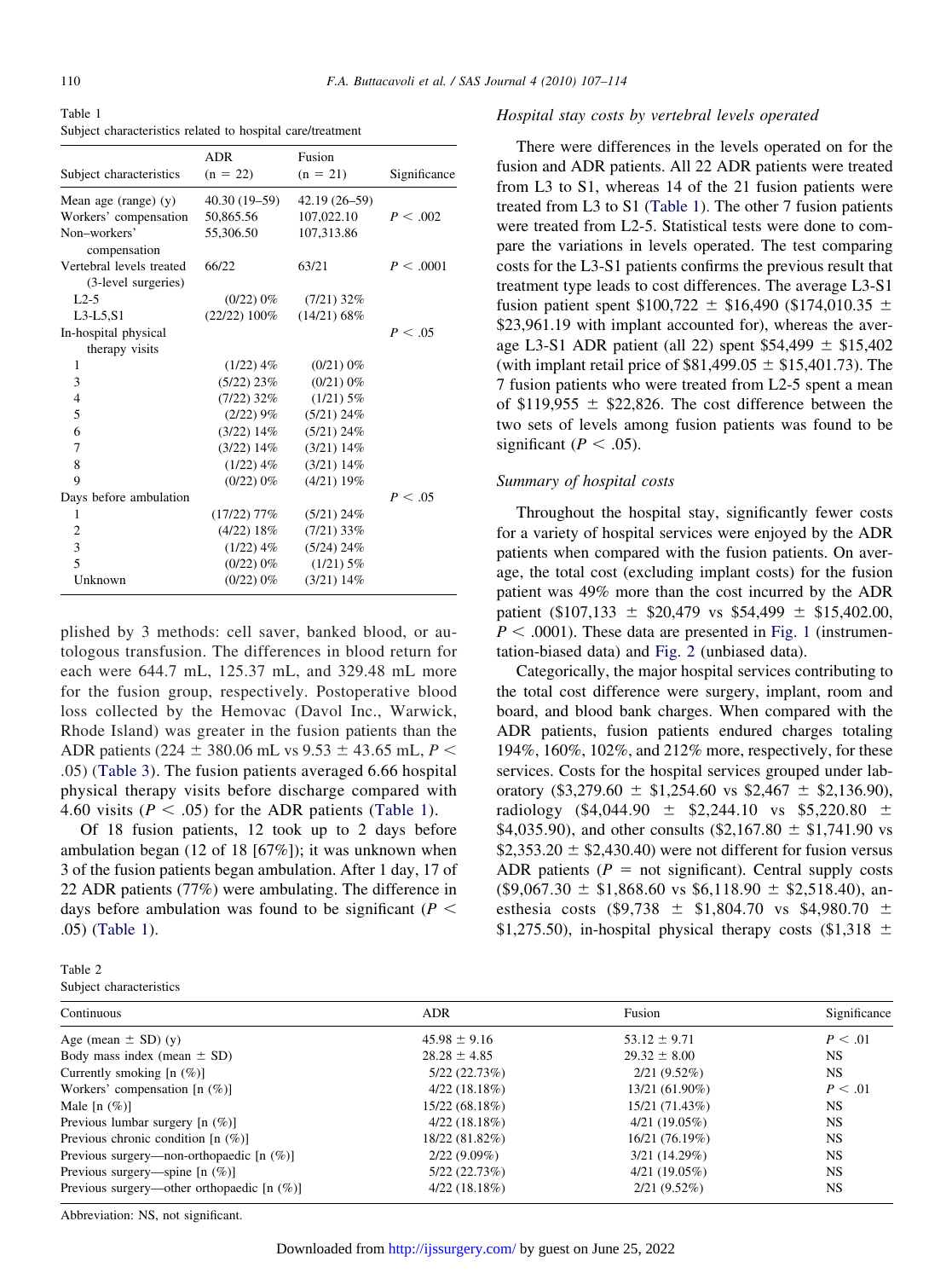Table 1
Subject characteristics related to hospital care/treatment

| Subject characteristics | ADR (n = 22) | Fusion (n = 21) | Significance |
|---|---|---|---|
| Mean age (range) (y) | 40.30 (19–59) | 42.19 (26–59) | |
| Workers' compensation | 50,865.56 | 107,022.10 | $P < .002$ |
| Non–workers' compensation | 55,306.50 | 107,313.86 | |
| Vertebral levels treated (3-level surgeries) | 66/22 | 63/21 | $P < .0001$ |
| L2-5 | (0/22) 0% | (7/21) 32% | |
| L3-L5,S1 | (22/22) 100% | (14/21) 68% | |
| In-hospital physical therapy visits | | | $P < .05$ |
| 1 | (1/22) 4% | (0/21) 0% | |
| 3 | (5/22) 23% | (0/21) 0% | |
| 4 | (7/22) 32% | (1/21) 5% | |
| 5 | (2/22) 9% | (5/21) 24% | |
| 6 | (3/22) 14% | (5/21) 24% | |
| 7 | (3/22) 14% | (3/21) 14% | |
| 8 | (1/22) 4% | (3/21) 14% | |
| 9 | (0/22) 0% | (4/21) 19% | |
| Days before ambulation | | | $P < .05$ |
| 1 | (17/22) 77% | (5/21) 24% | |
| 2 | (4/22) 18% | (7/21) 33% | |
| 3 | (1/22) 4% | (5/24) 24% | |
| 5 | (0/22) 0% | (1/21) 5% | |
| Unknown | (0/22) 0% | (3/21) 14% | |

plished by 3 methods: cell saver, banked blood, or autologous transfusion. The differences in blood return for each were 644.7 mL, 125.37 mL, and 329.48 mL more for the fusion group, respectively. Postoperative blood loss collected by the Hemovac (Davol Inc., Warwick, Rhode Island) was greater in the fusion patients than the ADR patients (224 ± 380.06 mL vs 9.53 ± 43.65 mL, $P < .05$) (Table 3). The fusion patients averaged 6.66 hospital physical therapy visits before discharge compared with 4.60 visits ($P < .05$) for the ADR patients (Table 1).

Of 18 fusion patients, 12 took up to 2 days before ambulation began (12 of 18 [67%]); it was unknown when 3 of the fusion patients began ambulation. After 1 day, 17 of 22 ADR patients (77%) were ambulating. The difference in days before ambulation was found to be significant ($P < .05$) (Table 1).

### *Hospital stay costs by vertebral levels operated*

There were differences in the levels operated on for the fusion and ADR patients. All 22 ADR patients were treated from L3 to S1, whereas 14 of the 21 fusion patients were treated from L3 to S1 (Table 1). The other 7 fusion patients were treated from L2-5. Statistical tests were done to compare the variations in levels operated. The test comparing costs for the L3-S1 patients confirms the previous result that treatment type leads to cost differences. The average L3-S1 fusion patient spent \$100,722 ± \$16,490 (\$174,010.35 ± \$23,961.19 with implant accounted for), whereas the average L3-S1 ADR patient (all 22) spent \$54,499 ± \$15,402 (with implant retail price of \$81,499.05 ± \$15,401.73). The 7 fusion patients who were treated from L2-5 spent a mean of \$119,955 ± \$22,826. The cost difference between the two sets of levels among fusion patients was found to be significant ($P < .05$).

### *Summary of hospital costs*

Throughout the hospital stay, significantly fewer costs for a variety of hospital services were enjoyed by the ADR patients when compared with the fusion patients. On average, the total cost (excluding implant costs) for the fusion patient was 49% more than the cost incurred by the ADR patient (\$107,133 ± \$20,479 vs \$54,499 ± \$15,402.00, $P < .0001$). These data are presented in Fig. 1 (instrumentation-biased data) and Fig. 2 (unbiased data).

Categorically, the major hospital services contributing to the total cost difference were surgery, implant, room and board, and blood bank charges. When compared with the ADR patients, fusion patients endured charges totaling 194%, 160%, 102%, and 212% more, respectively, for these services. Costs for the hospital services grouped under laboratory (\$3,279.60 ± \$1,254.60 vs \$2,467 ± \$2,136.90), radiology (\$4,044.90 ± \$2,244.10 vs \$5,220.80 ± \$4,035.90), and other consults (\$2,167.80 ± \$1,741.90 vs \$2,353.20 ± \$2,430.40) were not different for fusion versus ADR patients ($P$ = not significant). Central supply costs (\$9,067.30 ± \$1,868.60 vs \$6,118.90 ± \$2,518.40), anesthesia costs (\$9,738 ± \$1,804.70 vs \$4,980.70 ± \$1,275.50), in-hospital physical therapy costs (\$1,318 ±

Table 2
Subject characteristics

| Continuous | ADR | Fusion | Significance |
|---|---|---|---|
| Age (mean ± SD) (y) | 45.98 ± 9.16 | 53.12 ± 9.71 | $P < .01$ |
| Body mass index (mean ± SD) | 28.28 ± 4.85 | 29.32 ± 8.00 | NS |
| Currently smoking [n (%)] | 5/22 (22.73%) | 2/21 (9.52%) | NS |
| Workers' compensation [n (%)] | 4/22 (18.18%) | 13/21 (61.90%) | $P < .01$ |
| Male [n (%)] | 15/22 (68.18%) | 15/21 (71.43%) | NS |
| Previous lumbar surgery [n (%)] | 4/22 (18.18%) | 4/21 (19.05%) | NS |
| Previous chronic condition [n (%)] | 18/22 (81.82%) | 16/21 (76.19%) | NS |
| Previous surgery—non-orthopaedic [n (%)] | 2/22 (9.09%) | 3/21 (14.29%) | NS |
| Previous surgery—spine [n (%)] | 5/22 (22.73%) | 4/21 (19.05%) | NS |
| Previous surgery—other orthopaedic [n (%)] | 4/22 (18.18%) | 2/21 (9.52%) | NS |

Abbreviation: NS, not significant.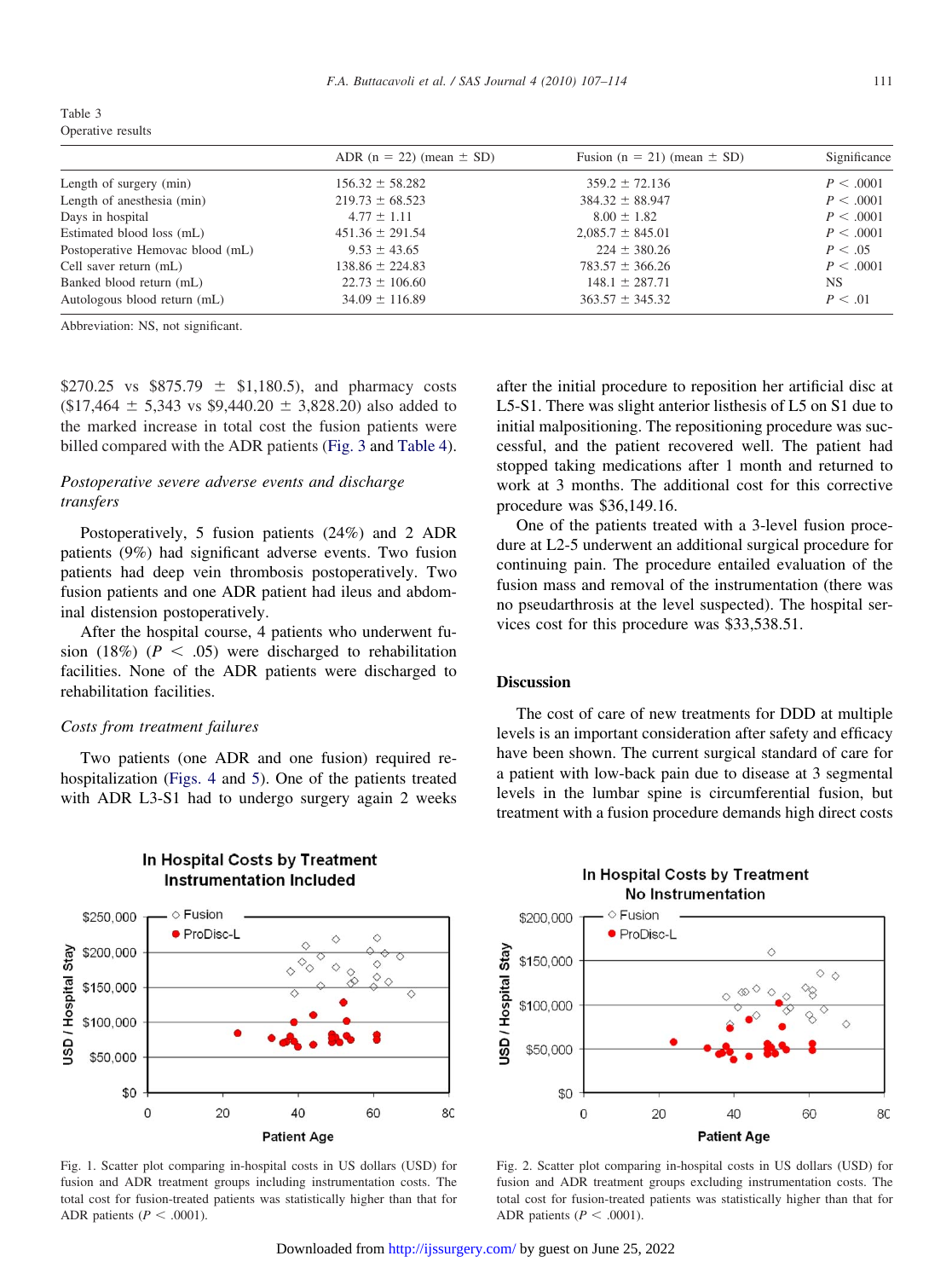Table 3
Operative results

| | ADR (n = 22) (mean ± SD) | Fusion (n = 21) (mean ± SD) | Significance |
|---|---|---|---|
| Length of surgery (min) | 156.32 ± 58.282 | 359.2 ± 72.136 | $P < .0001$ |
| Length of anesthesia (min) | 219.73 ± 68.523 | 384.32 ± 88.947 | $P < .0001$ |
| Days in hospital | 4.77 ± 1.11 | 8.00 ± 1.82 | $P < .0001$ |
| Estimated blood loss (mL) | 451.36 ± 291.54 | 2,085.7 ± 845.01 | $P < .0001$ |
| Postoperative Hemovac blood (mL) | 9.53 ± 43.65 | 224 ± 380.26 | $P < .05$ |
| Cell saver return (mL) | 138.86 ± 224.83 | 783.57 ± 366.26 | $P < .0001$ |
| Banked blood return (mL) | 22.73 ± 106.60 | 148.1 ± 287.71 | NS |
| Autologous blood return (mL) | 34.09 ± 116.89 | 363.57 ± 345.32 | $P < .01$ |

Abbreviation: NS, not significant.

$270.25 vs $875.79 ± $1,180.5), and pharmacy costs ($17,464 ± 5,343 vs $9,440.20 ± 3,828.20) also added to the marked increase in total cost the fusion patients were billed compared with the ADR patients (Fig. 3 and Table 4).

*Postoperative severe adverse events and discharge transfers*

Postoperatively, 5 fusion patients (24%) and 2 ADR patients (9%) had significant adverse events. Two fusion patients had deep vein thrombosis postoperatively. Two fusion patients and one ADR patient had ileus and abdominal distension postoperatively.

After the hospital course, 4 patients who underwent fusion (18%) ($P < .05$) were discharged to rehabilitation facilities. None of the ADR patients were discharged to rehabilitation facilities.

*Costs from treatment failures*

Two patients (one ADR and one fusion) required rehospitalization (Figs. 4 and 5). One of the patients treated with ADR L3-S1 had to undergo surgery again 2 weeks after the initial procedure to reposition her artificial disc at L5-S1. There was slight anterior listhesis of L5 on S1 due to initial malpositioning. The repositioning procedure was successful, and the patient recovered well. The patient had stopped taking medications after 1 month and returned to work at 3 months. The additional cost for this corrective procedure was $36,149.16.

One of the patients treated with a 3-level fusion procedure at L2-5 underwent an additional surgical procedure for continuing pain. The procedure entailed evaluation of the fusion mass and removal of the instrumentation (there was no pseudarthrosis at the level suspected). The hospital services cost for this procedure was $33,538.51.

## Discussion

The cost of care of new treatments for DDD at multiple levels is an important consideration after safety and efficacy have been shown. The current surgical standard of care for a patient with low-back pain due to disease at 3 segmental levels in the lumbar spine is circumferential fusion, but treatment with a fusion procedure demands high direct costs

Fig. 1. Scatter plot comparing in-hospital costs in US dollars (USD) for fusion and ADR treatment groups including instrumentation costs. The total cost for fusion-treated patients was statistically higher than that for ADR patients ($P < .0001$).

Fig. 2. Scatter plot comparing in-hospital costs in US dollars (USD) for fusion and ADR treatment groups excluding instrumentation costs. The total cost for fusion-treated patients was statistically higher than that for ADR patients ($P < .0001$).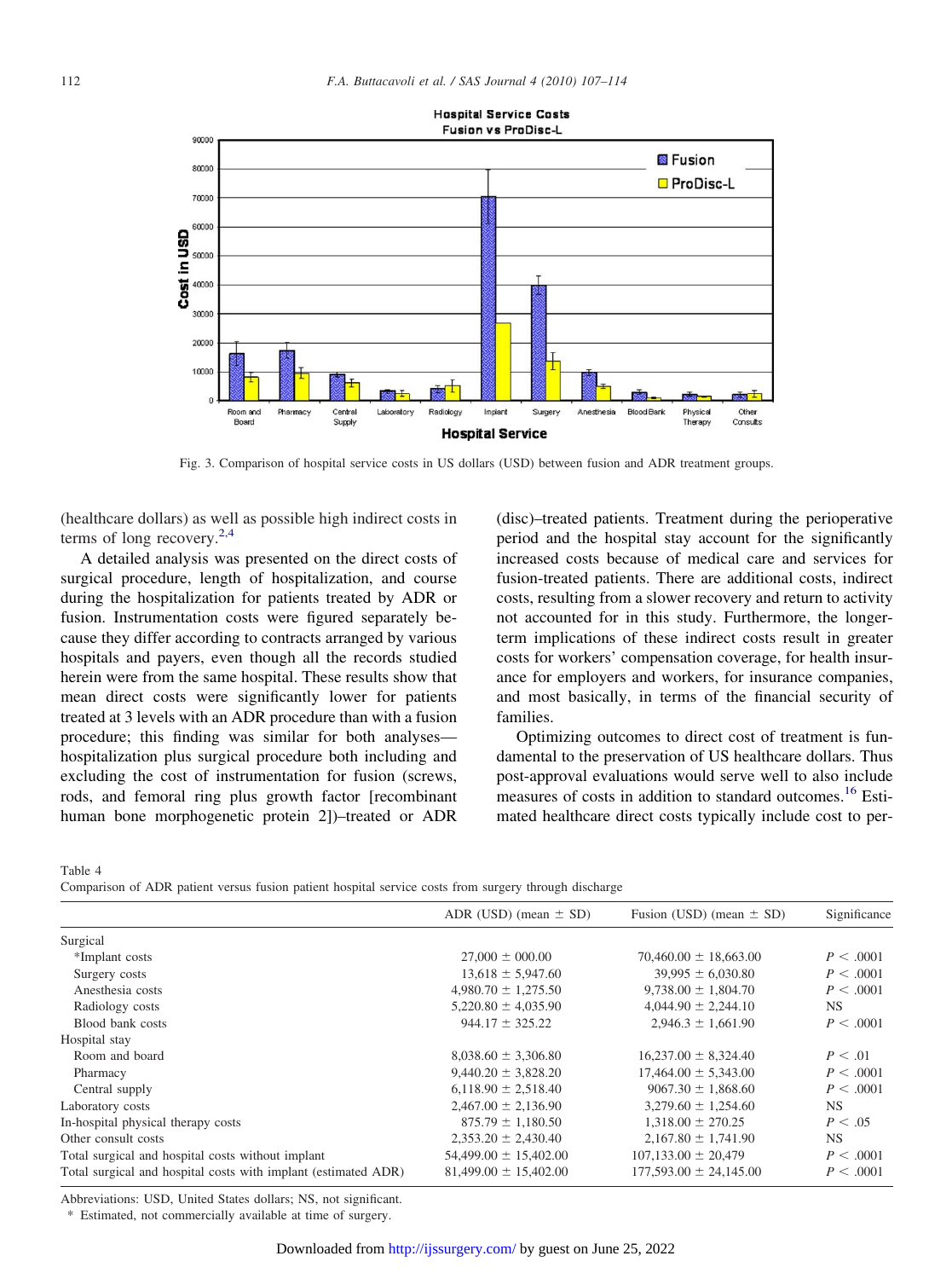Fig. 3. Comparison of hospital service costs in US dollars (USD) between fusion and ADR treatment groups.

(healthcare dollars) as well as possible high indirect costs in terms of long recovery.[2,4]

A detailed analysis was presented on the direct costs of surgical procedure, length of hospitalization, and course during the hospitalization for patients treated by ADR or fusion. Instrumentation costs were figured separately because they differ according to contracts arranged by various hospitals and payers, even though all the records studied herein were from the same hospital. These results show that mean direct costs were significantly lower for patients treated at 3 levels with an ADR procedure than with a fusion procedure; this finding was similar for both analyses—hospitalization plus surgical procedure both including and excluding the cost of instrumentation for fusion (screws, rods, and femoral ring plus growth factor [recombinant human bone morphogenetic protein 2])–treated or ADR (disc)–treated patients. Treatment during the perioperative period and the hospital stay account for the significantly increased costs because of medical care and services for fusion-treated patients. There are additional costs, indirect costs, resulting from a slower recovery and return to activity not accounted for in this study. Furthermore, the longer-term implications of these indirect costs result in greater costs for workers' compensation coverage, for health insurance for employers and workers, for insurance companies, and most basically, in terms of the financial security of families.

Optimizing outcomes to direct cost of treatment is fundamental to the preservation of US healthcare dollars. Thus post-approval evaluations would serve well to also include measures of costs in addition to standard outcomes.[16] Estimated healthcare direct costs typically include cost to per-

Table 4
Comparison of ADR patient versus fusion patient hospital service costs from surgery through discharge

| | ADR (USD) (mean ± SD) | Fusion (USD) (mean ± SD) | Significance |
|---|---|---|---|
| Surgical | | | |
| *Implant costs | 27,000 ± 000.00 | 70,460.00 ± 18,663.00 | $P < .0001$ |
| Surgery costs | 13,618 ± 5,947.60 | 39,995 ± 6,030.80 | $P < .0001$ |
| Anesthesia costs | 4,980.70 ± 1,275.50 | 9,738.00 ± 1,804.70 | $P < .0001$ |
| Radiology costs | 5,220.80 ± 4,035.90 | 4,044.90 ± 2,244.10 | NS |
| Blood bank costs | 944.17 ± 325.22 | 2,946.3 ± 1,661.90 | $P < .0001$ |
| Hospital stay | | | |
| Room and board | 8,038.60 ± 3,306.80 | 16,237.00 ± 8,324.40 | $P < .01$ |
| Pharmacy | 9,440.20 ± 3,828.20 | 17,464.00 ± 5,343.00 | $P < .0001$ |
| Central supply | 6,118.90 ± 2,518.40 | 9067.30 ± 1,868.60 | $P < .0001$ |
| Laboratory costs | 2,467.00 ± 2,136.90 | 3,279.60 ± 1,254.60 | NS |
| In-hospital physical therapy costs | 875.79 ± 1,180.50 | 1,318.00 ± 270.25 | $P < .05$ |
| Other consult costs | 2,353.20 ± 2,430.40 | 2,167.80 ± 1,741.90 | NS |
| Total surgical and hospital costs without implant | 54,499.00 ± 15,402.00 | 107,133.00 ± 20,479 | $P < .0001$ |
| Total surgical and hospital costs with implant (estimated ADR) | 81,499.00 ± 15,402.00 | 177,593.00 ± 24,145.00 | $P < .0001$ |

Abbreviations: USD, United States dollars; NS, not significant.
* Estimated, not commercially available at time of surgery.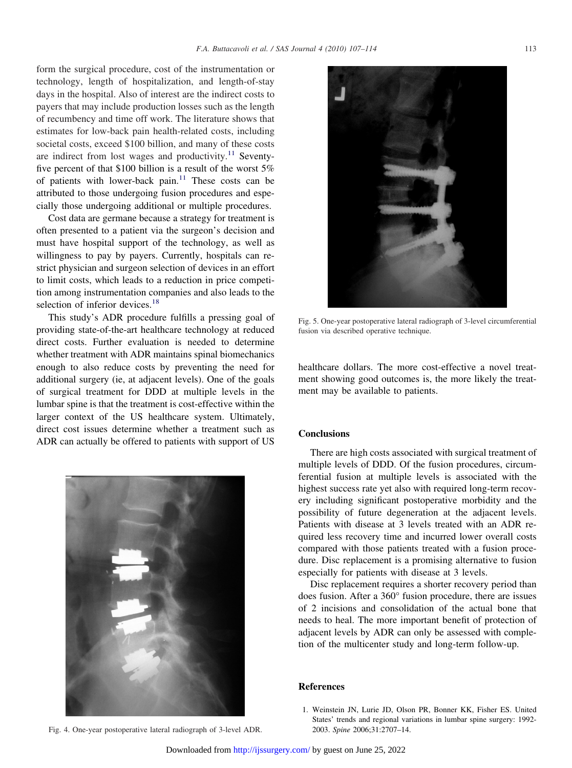form the surgical procedure, cost of the instrumentation or technology, length of hospitalization, and length-of-stay days in the hospital. Also of interest are the indirect costs to payers that may include production losses such as the length of recumbency and time off work. The literature shows that estimates for low-back pain health-related costs, including societal costs, exceed $100 billion, and many of these costs are indirect from lost wages and productivity.[11] Seventy-five percent of that $100 billion is a result of the worst 5% of patients with lower-back pain.[11] These costs can be attributed to those undergoing fusion procedures and especially those undergoing additional or multiple procedures.

Cost data are germane because a strategy for treatment is often presented to a patient via the surgeon's decision and must have hospital support of the technology, as well as willingness to pay by payers. Currently, hospitals can restrict physician and surgeon selection of devices in an effort to limit costs, which leads to a reduction in price competition among instrumentation companies and also leads to the selection of inferior devices.[18]

This study's ADR procedure fulfills a pressing goal of providing state-of-the-art healthcare technology at reduced direct costs. Further evaluation is needed to determine whether treatment with ADR maintains spinal biomechanics enough to also reduce costs by preventing the need for additional surgery (ie, at adjacent levels). One of the goals of surgical treatment for DDD at multiple levels in the lumbar spine is that the treatment is cost-effective within the larger context of the US healthcare system. Ultimately, direct cost issues determine whether a treatment such as ADR can actually be offered to patients with support of US healthcare dollars. The more cost-effective a novel treatment showing good outcomes is, the more likely the treatment may be available to patients.

Fig. 4. One-year postoperative lateral radiograph of 3-level ADR.

Fig. 5. One-year postoperative lateral radiograph of 3-level circumferential fusion via described operative technique.

## Conclusions

There are high costs associated with surgical treatment of multiple levels of DDD. Of the fusion procedures, circumferential fusion at multiple levels is associated with the highest success rate yet also with required long-term recovery including significant postoperative morbidity and the possibility of future degeneration at the adjacent levels. Patients with disease at 3 levels treated with an ADR required less recovery time and incurred lower overall costs compared with those patients treated with a fusion procedure. Disc replacement is a promising alternative to fusion especially for patients with disease at 3 levels.

Disc replacement requires a shorter recovery period than does fusion. After a 360° fusion procedure, there are issues of 2 incisions and consolidation of the actual bone that needs to heal. The more important benefit of protection of adjacent levels by ADR can only be assessed with completion of the multicenter study and long-term follow-up.

## References

1. Weinstein JN, Lurie JD, Olson PR, Bonner KK, Fisher ES. United States' trends and regional variations in lumbar spine surgery: 1992-2003. *Spine* 2006;31:2707–14.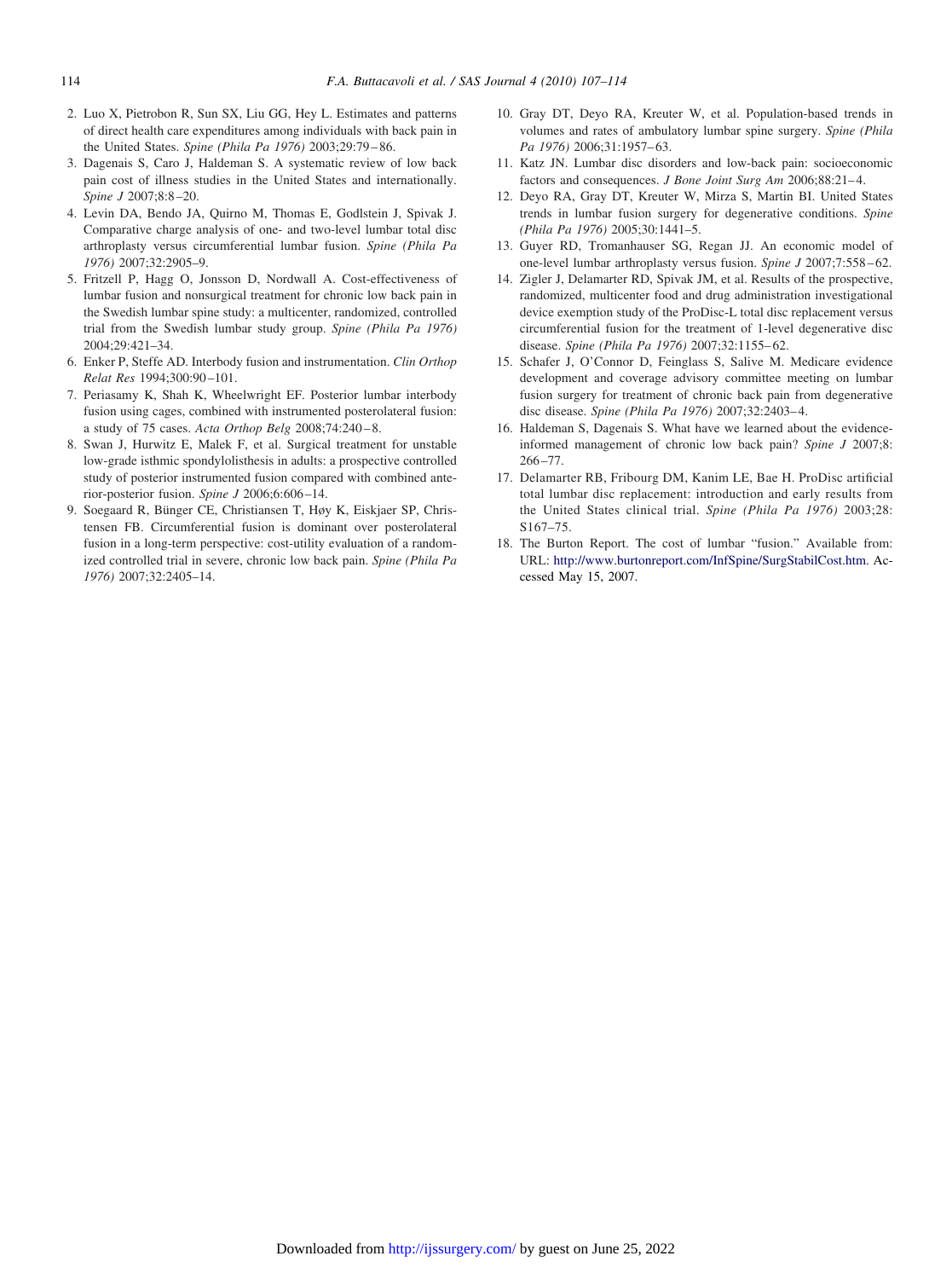2. Luo X, Pietrobon R, Sun SX, Liu GG, Hey L. Estimates and patterns of direct health care expenditures among individuals with back pain in the United States. *Spine (Phila Pa 1976)* 2003;29:79–86.
3. Dagenais S, Caro J, Haldeman S. A systematic review of low back pain cost of illness studies in the United States and internationally. *Spine J* 2007;8:8–20.
4. Levin DA, Bendo JA, Quirno M, Thomas E, Godlstein J, Spivak J. Comparative charge analysis of one- and two-level lumbar total disc arthroplasty versus circumferential lumbar fusion. *Spine (Phila Pa 1976)* 2007;32:2905–9.
5. Fritzell P, Hagg O, Jonsson D, Nordwall A. Cost-effectiveness of lumbar fusion and nonsurgical treatment for chronic low back pain in the Swedish lumbar spine study: a multicenter, randomized, controlled trial from the Swedish lumbar study group. *Spine (Phila Pa 1976)* 2004;29:421–34.
6. Enker P, Steffe AD. Interbody fusion and instrumentation. *Clin Orthop Relat Res* 1994;300:90–101.
7. Periasamy K, Shah K, Wheelwright EF. Posterior lumbar interbody fusion using cages, combined with instrumented posterolateral fusion: a study of 75 cases. *Acta Orthop Belg* 2008;74:240–8.
8. Swan J, Hurwitz E, Malek F, et al. Surgical treatment for unstable low-grade isthmic spondylolisthesis in adults: a prospective controlled study of posterior instrumented fusion compared with combined anterior-posterior fusion. *Spine J* 2006;6:606–14.
9. Soegaard R, Bünger CE, Christiansen T, Høy K, Eiskjaer SP, Christensen FB. Circumferential fusion is dominant over posterolateral fusion in a long-term perspective: cost-utility evaluation of a randomized controlled trial in severe, chronic low back pain. *Spine (Phila Pa 1976)* 2007;32:2405–14.
10. Gray DT, Deyo RA, Kreuter W, et al. Population-based trends in volumes and rates of ambulatory lumbar spine surgery. *Spine (Phila Pa 1976)* 2006;31:1957–63.
11. Katz JN. Lumbar disc disorders and low-back pain: socioeconomic factors and consequences. *J Bone Joint Surg Am* 2006;88:21–4.
12. Deyo RA, Gray DT, Kreuter W, Mirza S, Martin BI. United States trends in lumbar fusion surgery for degenerative conditions. *Spine (Phila Pa 1976)* 2005;30:1441–5.
13. Guyer RD, Tromanhauser SG, Regan JJ. An economic model of one-level lumbar arthroplasty versus fusion. *Spine J* 2007;7:558–62.
14. Zigler J, Delamarter RD, Spivak JM, et al. Results of the prospective, randomized, multicenter food and drug administration investigational device exemption study of the ProDisc-L total disc replacement versus circumferential fusion for the treatment of 1-level degenerative disc disease. *Spine (Phila Pa 1976)* 2007;32:1155–62.
15. Schafer J, O'Connor D, Feinglass S, Salive M. Medicare evidence development and coverage advisory committee meeting on lumbar fusion surgery for treatment of chronic back pain from degenerative disc disease. *Spine (Phila Pa 1976)* 2007;32:2403–4.
16. Haldeman S, Dagenais S. What have we learned about the evidence-informed management of chronic low back pain? *Spine J* 2007;8: 266–77.
17. Delamarter RB, Fribourg DM, Kanim LE, Bae H. ProDisc artificial total lumbar disc replacement: introduction and early results from the United States clinical trial. *Spine (Phila Pa 1976)* 2003;28: S167–75.
18. The Burton Report. The cost of lumbar "fusion." Available from: URL: http://www.burtonreport.com/InfSpine/SurgStabilCost.htm. Accessed May 15, 2007.